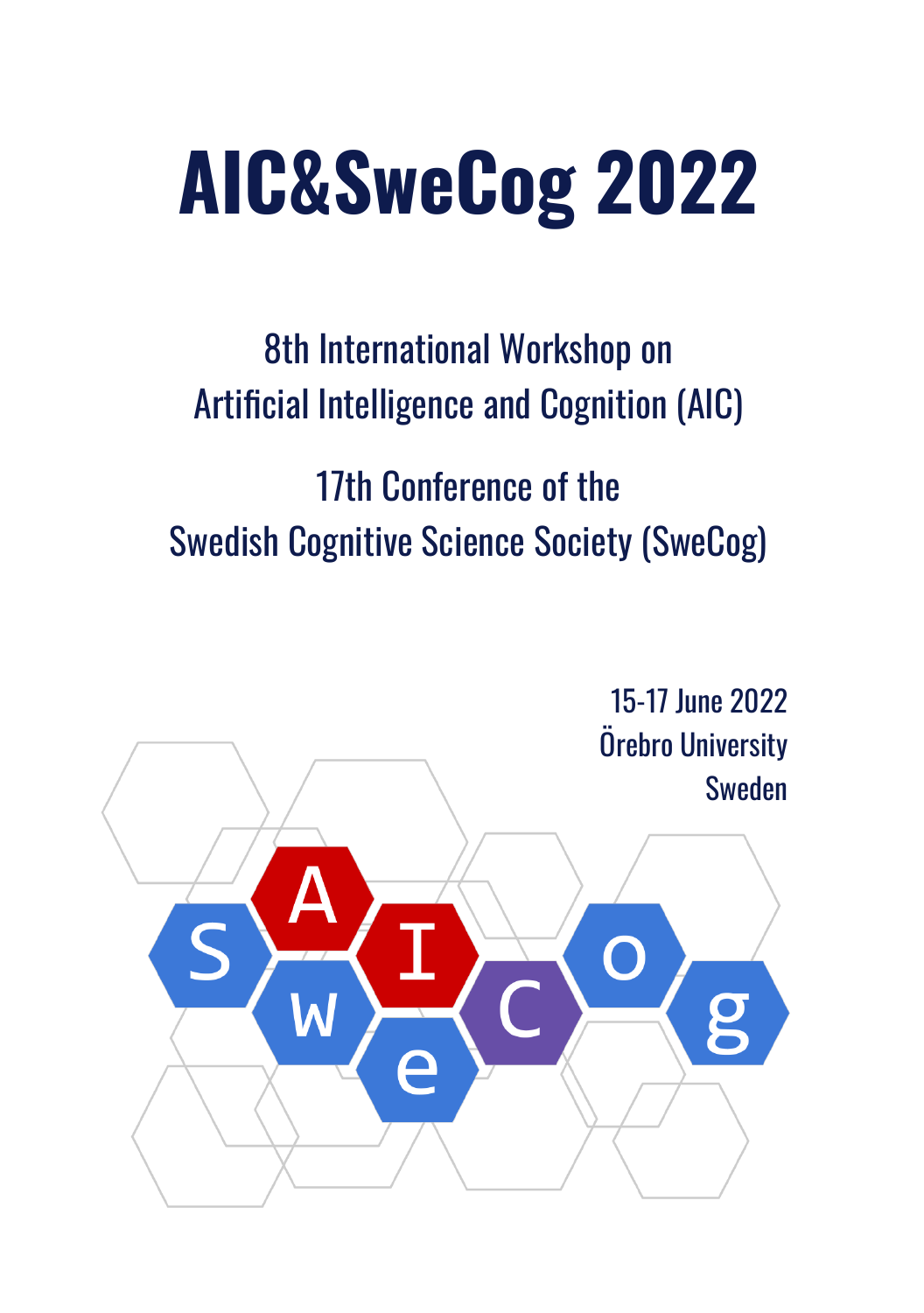# AIC&SweCog 2022

8th International Workshop on
Artificial Intelligence and Cognition (AIC)

17th Conference of the
Swedish Cognitive Science Society (SweCog)

15-17 June 2022
Örebro University
Sweden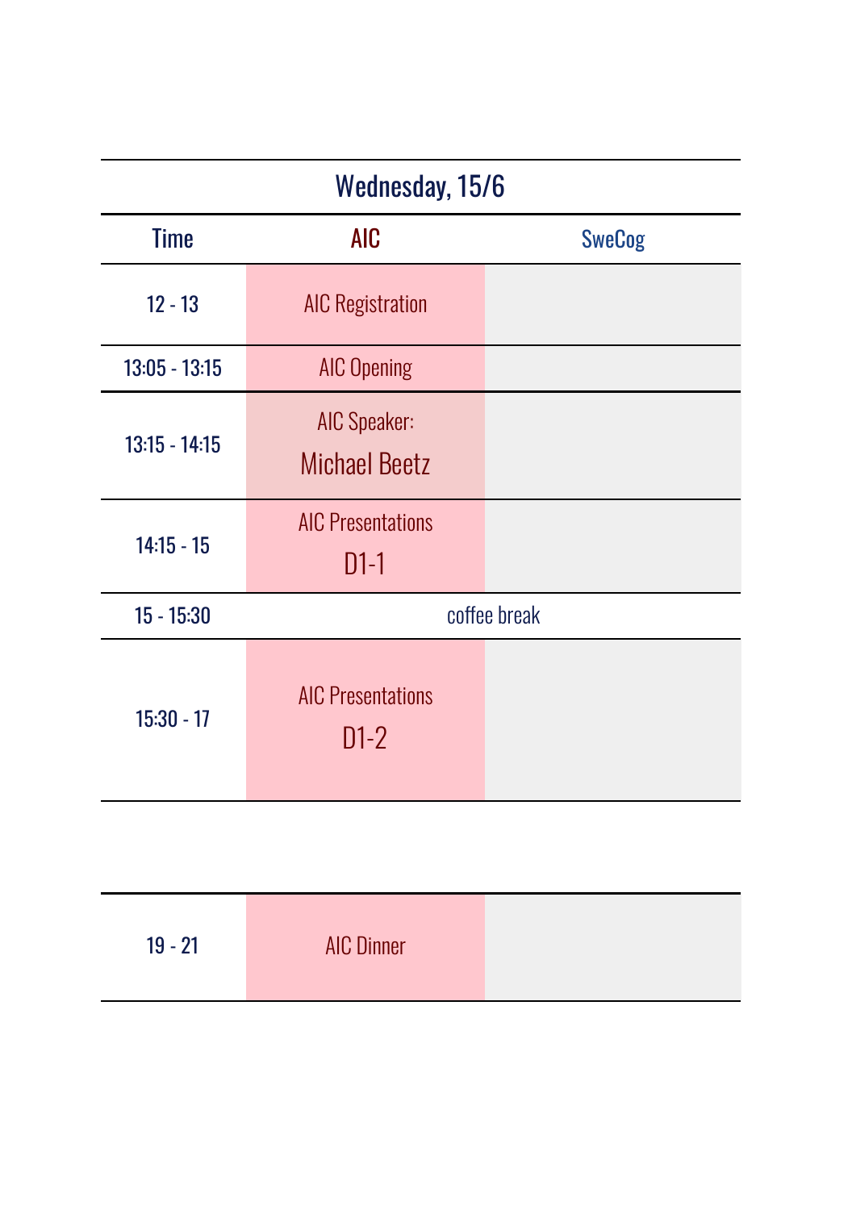## Wednesday, 15/6

| Time | AIC | SweCog |
| --- | --- | --- |
| 12 - 13 | AIC Registration | |
| 13:05 - 13:15 | AIC Opening | |
| 13:15 - 14:15 | AIC Speaker: Michael Beetz | |
| 14:15 - 15 | AIC Presentations D1-1 | |
| 15 - 15:30 | coffee break | |
| 15:30 - 17 | AIC Presentations D1-2 | |
| 19 - 21 | AIC Dinner | |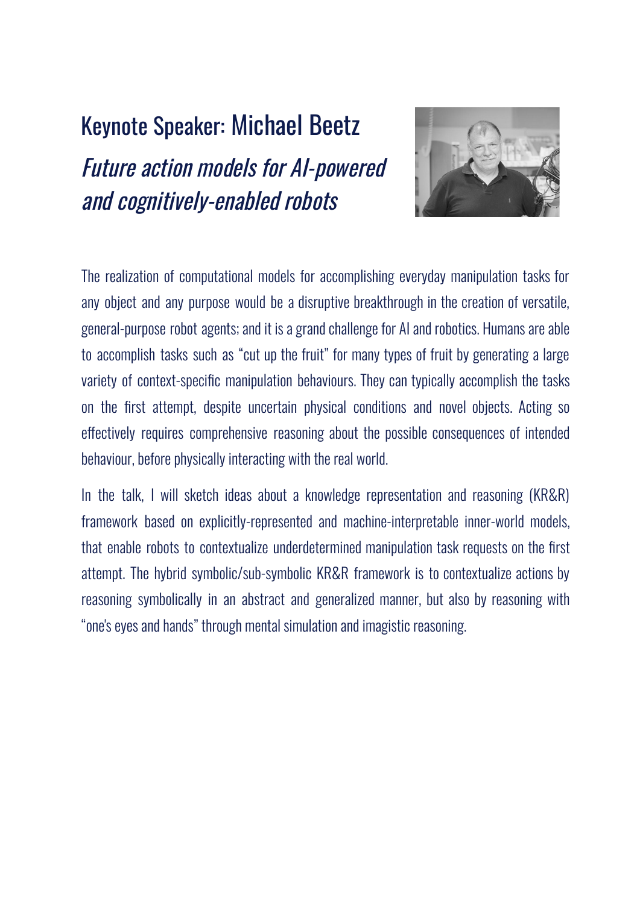# Keynote Speaker: Michael Beetz

## *Future action models for AI-powered and cognitively-enabled robots*

The realization of computational models for accomplishing everyday manipulation tasks for any object and any purpose would be a disruptive breakthrough in the creation of versatile, general-purpose robot agents; and it is a grand challenge for AI and robotics. Humans are able to accomplish tasks such as "cut up the fruit" for many types of fruit by generating a large variety of context-specific manipulation behaviours. They can typically accomplish the tasks on the first attempt, despite uncertain physical conditions and novel objects. Acting so effectively requires comprehensive reasoning about the possible consequences of intended behaviour, before physically interacting with the real world.

In the talk, I will sketch ideas about a knowledge representation and reasoning (KR&R) framework based on explicitly-represented and machine-interpretable inner-world models, that enable robots to contextualize underdetermined manipulation task requests on the first attempt. The hybrid symbolic/sub-symbolic KR&R framework is to contextualize actions by reasoning symbolically in an abstract and generalized manner, but also by reasoning with "one's eyes and hands" through mental simulation and imagistic reasoning.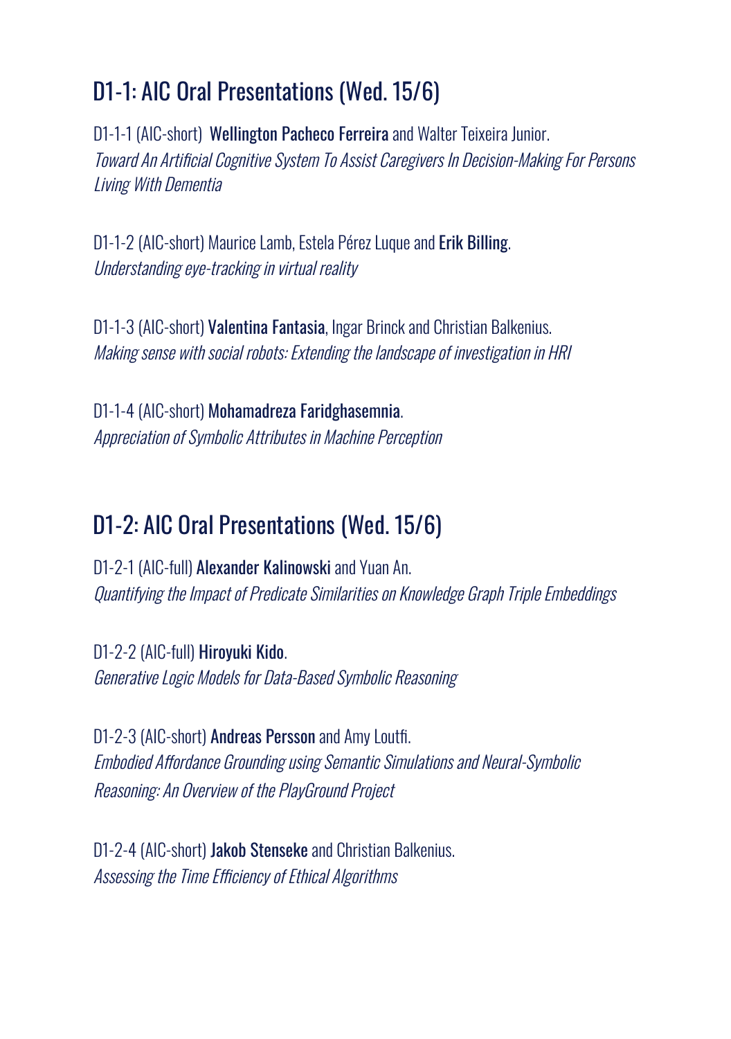## D1-1: AIC Oral Presentations (Wed. 15/6)

D1-1-1 (AIC-short) **Wellington Pacheco Ferreira** and Walter Teixeira Junior.
*Toward An Artificial Cognitive System To Assist Caregivers In Decision-Making For Persons Living With Dementia*

D1-1-2 (AIC-short) Maurice Lamb, Estela Pérez Luque and **Erik Billing**.
*Understanding eye-tracking in virtual reality*

D1-1-3 (AIC-short) **Valentina Fantasia**, Ingar Brinck and Christian Balkenius.
*Making sense with social robots: Extending the landscape of investigation in HRI*

D1-1-4 (AIC-short) **Mohamadreza Faridghasemnia**.
*Appreciation of Symbolic Attributes in Machine Perception*

## D1-2: AIC Oral Presentations (Wed. 15/6)

D1-2-1 (AIC-full) **Alexander Kalinowski** and Yuan An.
*Quantifying the Impact of Predicate Similarities on Knowledge Graph Triple Embeddings*

D1-2-2 (AIC-full) **Hiroyuki Kido**.
*Generative Logic Models for Data-Based Symbolic Reasoning*

D1-2-3 (AIC-short) **Andreas Persson** and Amy Loutfi.
*Embodied Affordance Grounding using Semantic Simulations and Neural-Symbolic Reasoning: An Overview of the PlayGround Project*

D1-2-4 (AIC-short) **Jakob Stenseke** and Christian Balkenius.
*Assessing the Time Efficiency of Ethical Algorithms*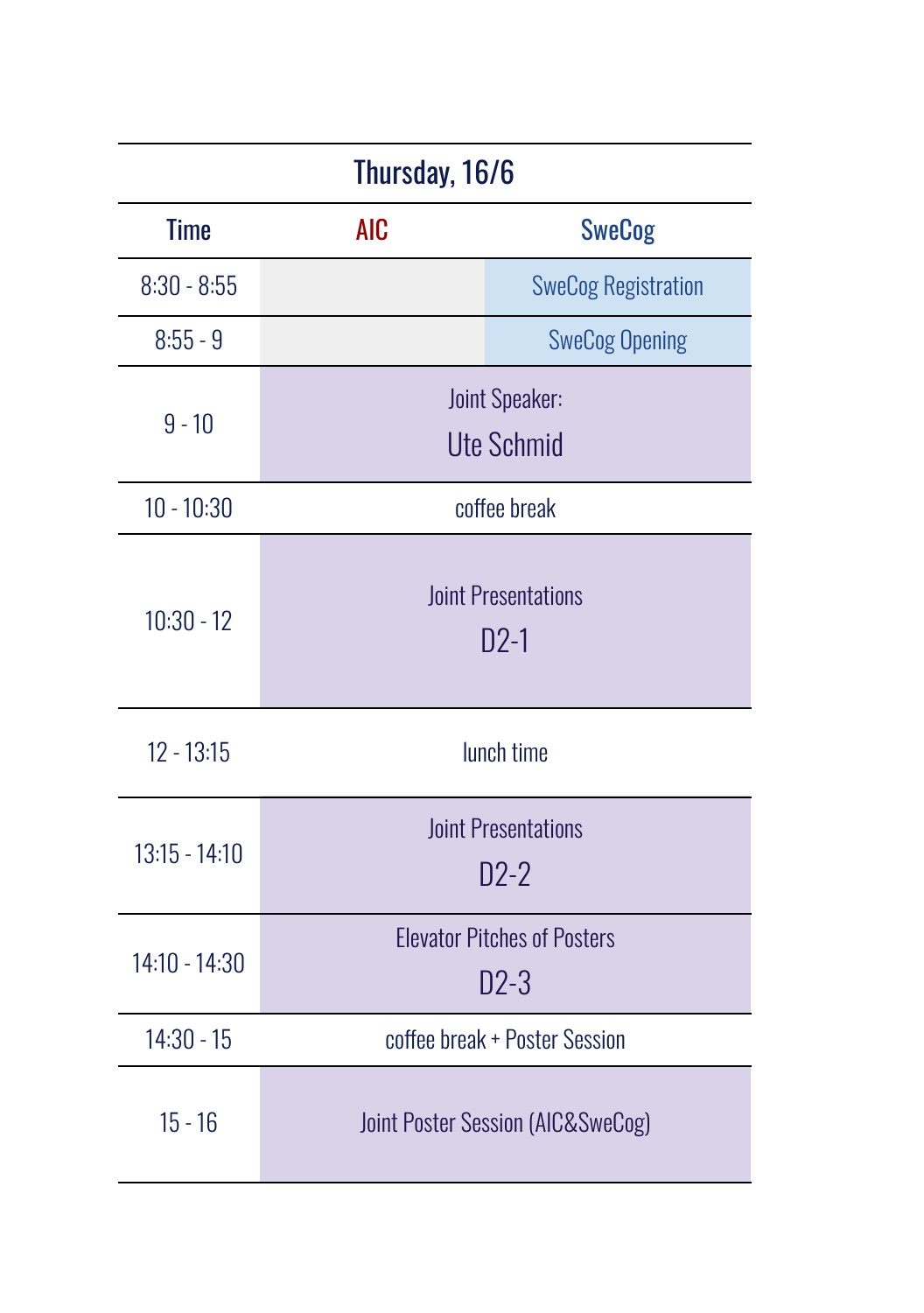| Thursday, 16/6 | | |
|---|---|---|
| **Time** | **AIC** | **SweCog** |
| 8:30 - 8:55 | | SweCog Registration |
| 8:55 - 9 | | SweCog Opening |
| 9 - 10 | Joint Speaker: Ute Schmid | |
| 10 - 10:30 | coffee break | |
| 10:30 - 12 | Joint Presentations D2-1 | |
| 12 - 13:15 | lunch time | |
| 13:15 - 14:10 | Joint Presentations D2-2 | |
| 14:10 - 14:30 | Elevator Pitches of Posters D2-3 | |
| 14:30 - 15 | coffee break + Poster Session | |
| 15 - 16 | Joint Poster Session (AIC&SweCog) | |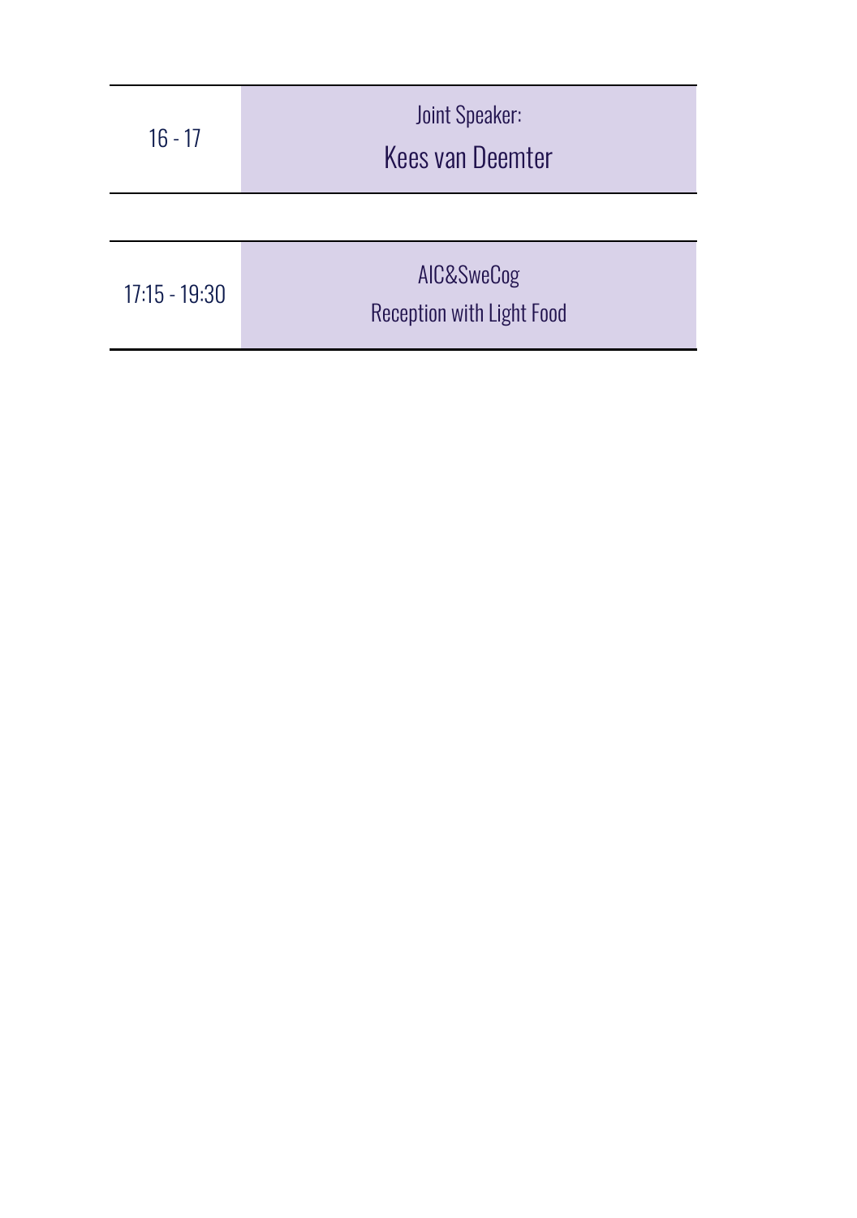| | |
|---|---|
| 16 - 17 | Joint Speaker:<br>Kees van Deemter |

| | |
|---|---|
| 17:15 - 19:30 | AIC&SweCog<br>Reception with Light Food |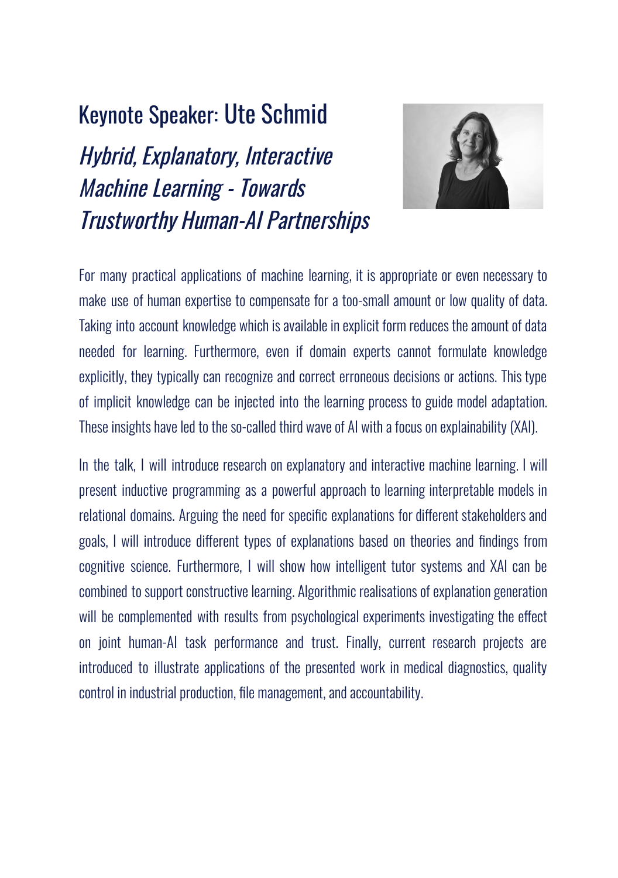# Keynote Speaker: Ute Schmid

## *Hybrid, Explanatory, Interactive Machine Learning - Towards Trustworthy Human-AI Partnerships*

For many practical applications of machine learning, it is appropriate or even necessary to make use of human expertise to compensate for a too-small amount or low quality of data. Taking into account knowledge which is available in explicit form reduces the amount of data needed for learning. Furthermore, even if domain experts cannot formulate knowledge explicitly, they typically can recognize and correct erroneous decisions or actions. This type of implicit knowledge can be injected into the learning process to guide model adaptation. These insights have led to the so-called third wave of AI with a focus on explainability (XAI).

In the talk, I will introduce research on explanatory and interactive machine learning. I will present inductive programming as a powerful approach to learning interpretable models in relational domains. Arguing the need for specific explanations for different stakeholders and goals, I will introduce different types of explanations based on theories and findings from cognitive science. Furthermore, I will show how intelligent tutor systems and XAI can be combined to support constructive learning. Algorithmic realisations of explanation generation will be complemented with results from psychological experiments investigating the effect on joint human-AI task performance and trust. Finally, current research projects are introduced to illustrate applications of the presented work in medical diagnostics, quality control in industrial production, file management, and accountability.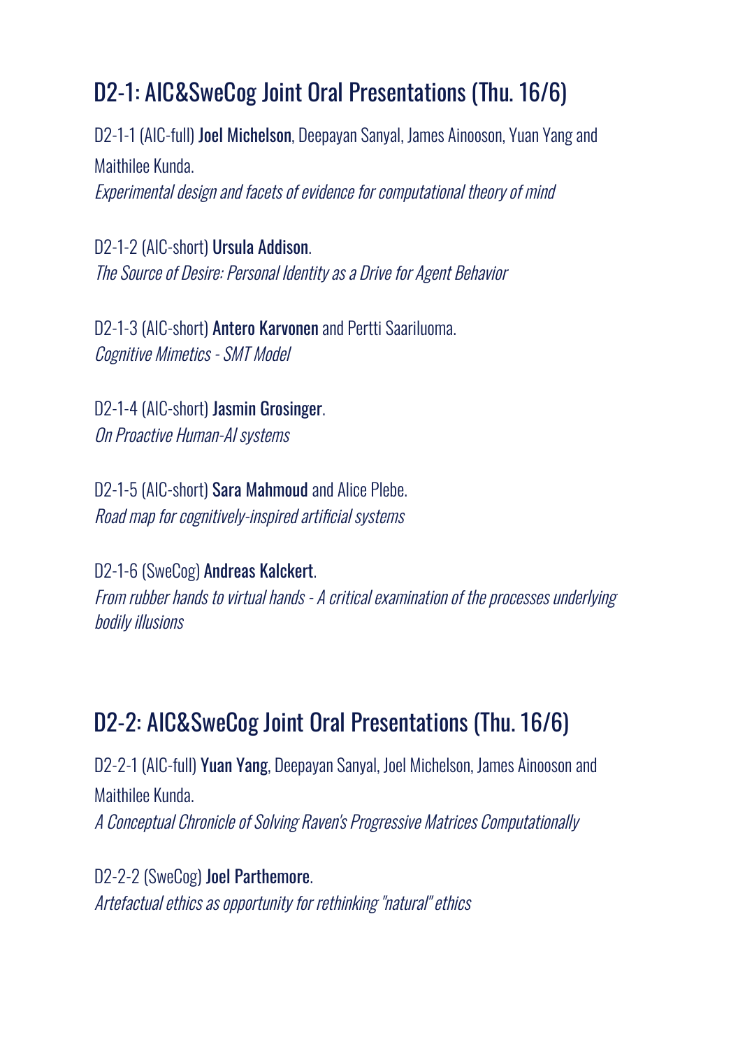## D2-1: AIC&SweCog Joint Oral Presentations (Thu. 16/6)

D2-1-1 (AIC-full) **Joel Michelson**, Deepayan Sanyal, James Ainooson, Yuan Yang and Maithilee Kunda.
*Experimental design and facets of evidence for computational theory of mind*

D2-1-2 (AIC-short) **Ursula Addison**.
*The Source of Desire: Personal Identity as a Drive for Agent Behavior*

D2-1-3 (AIC-short) **Antero Karvonen** and Pertti Saariluoma.
*Cognitive Mimetics - SMT Model*

D2-1-4 (AIC-short) **Jasmin Grosinger**.
*On Proactive Human-AI systems*

D2-1-5 (AIC-short) **Sara Mahmoud** and Alice Plebe.
*Road map for cognitively-inspired artificial systems*

D2-1-6 (SweCog) **Andreas Kalckert**.
*From rubber hands to virtual hands - A critical examination of the processes underlying bodily illusions*

## D2-2: AIC&SweCog Joint Oral Presentations (Thu. 16/6)

D2-2-1 (AIC-full) **Yuan Yang**, Deepayan Sanyal, Joel Michelson, James Ainooson and Maithilee Kunda.
*A Conceptual Chronicle of Solving Raven's Progressive Matrices Computationally*

D2-2-2 (SweCog) **Joel Parthemore**.
*Artefactual ethics as opportunity for rethinking "natural" ethics*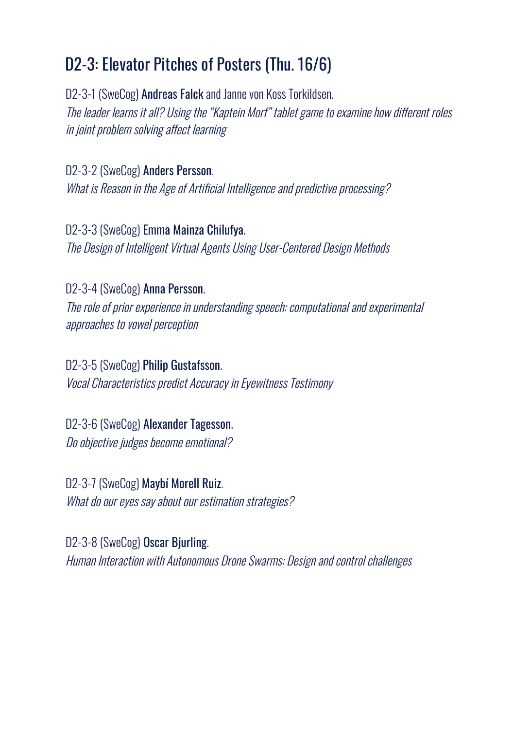## D2-3: Elevator Pitches of Posters (Thu. 16/6)

D2-3-1 (SweCog) **Andreas Falck** and Janne von Koss Torkildsen.
*The leader learns it all? Using the "Kaptein Morf" tablet game to examine how different roles in joint problem solving affect learning*

D2-3-2 (SweCog) **Anders Persson**.
*What is Reason in the Age of Artificial Intelligence and predictive processing?*

D2-3-3 (SweCog) **Emma Mainza Chilufya**.
*The Design of Intelligent Virtual Agents Using User-Centered Design Methods*

D2-3-4 (SweCog) **Anna Persson**.
*The role of prior experience in understanding speech: computational and experimental approaches to vowel perception*

D2-3-5 (SweCog) **Philip Gustafsson**.
*Vocal Characteristics predict Accuracy in Eyewitness Testimony*

D2-3-6 (SweCog) **Alexander Tagesson**.
*Do objective judges become emotional?*

D2-3-7 (SweCog) **Maybí Morell Ruiz**.
*What do our eyes say about our estimation strategies?*

D2-3-8 (SweCog) **Oscar Bjurling**.
*Human Interaction with Autonomous Drone Swarms: Design and control challenges*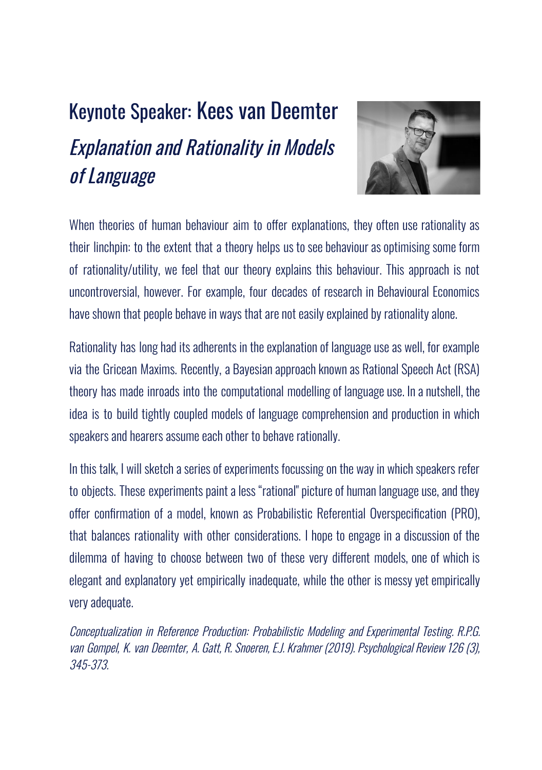# Keynote Speaker: Kees van Deemter

## *Explanation and Rationality in Models of Language*

When theories of human behaviour aim to offer explanations, they often use rationality as their linchpin: to the extent that a theory helps us to see behaviour as optimising some form of rationality/utility, we feel that our theory explains this behaviour. This approach is not uncontroversial, however. For example, four decades of research in Behavioural Economics have shown that people behave in ways that are not easily explained by rationality alone.

Rationality has long had its adherents in the explanation of language use as well, for example via the Gricean Maxims. Recently, a Bayesian approach known as Rational Speech Act (RSA) theory has made inroads into the computational modelling of language use. In a nutshell, the idea is to build tightly coupled models of language comprehension and production in which speakers and hearers assume each other to behave rationally.

In this talk, I will sketch a series of experiments focussing on the way in which speakers refer to objects. These experiments paint a less "rational" picture of human language use, and they offer confirmation of a model, known as Probabilistic Referential Overspecification (PRO), that balances rationality with other considerations. I hope to engage in a discussion of the dilemma of having to choose between two of these very different models, one of which is elegant and explanatory yet empirically inadequate, while the other is messy yet empirically very adequate.

*Conceptualization in Reference Production: Probabilistic Modeling and Experimental Testing. R.P.G. van Gompel, K. van Deemter, A. Gatt, R. Snoeren, E.J. Krahmer (2019). Psychological Review 126 (3), 345-373.*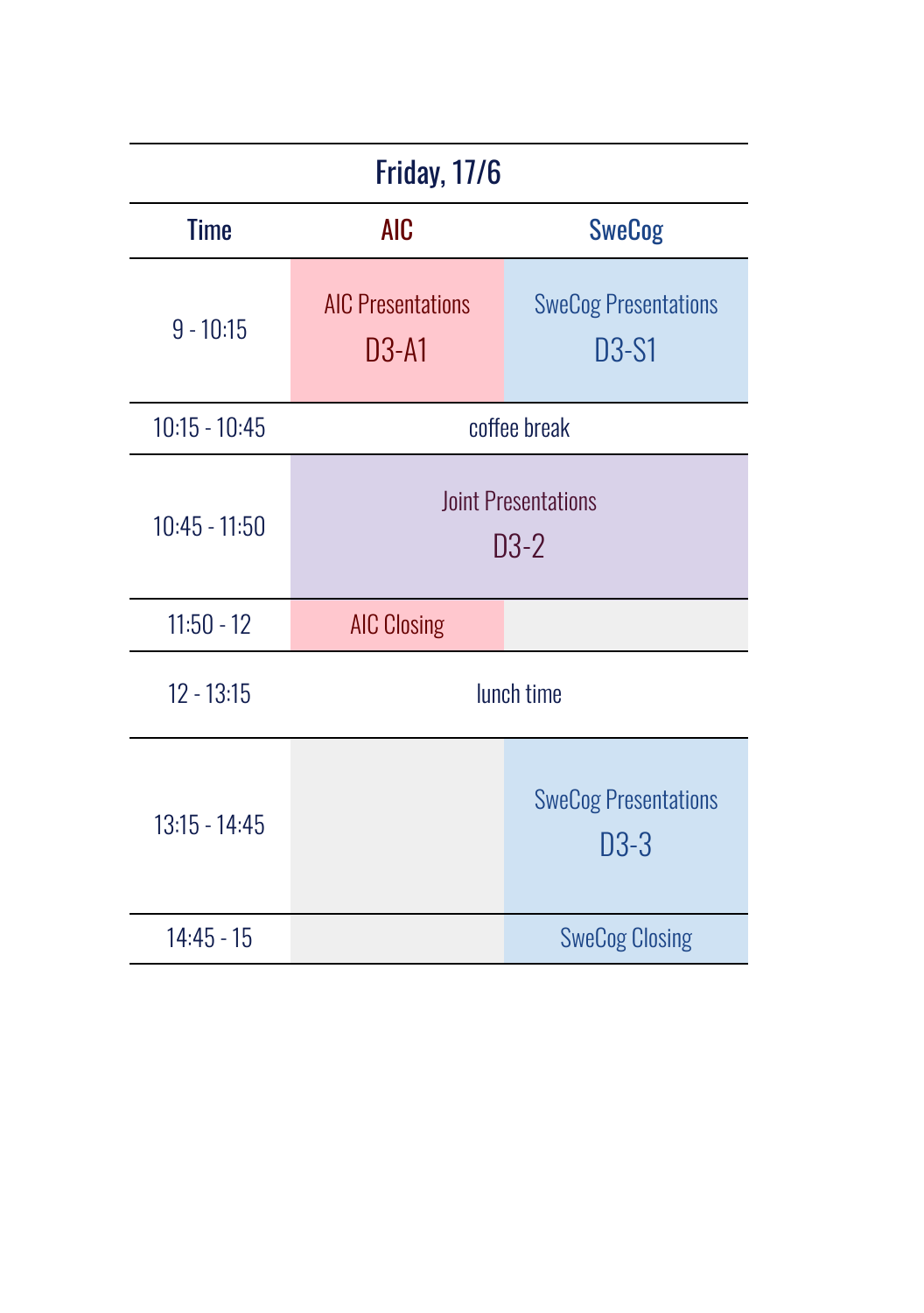| Friday, 17/6 | | |
|---|---|---|
| **Time** | **AIC** | **SweCog** |
| 9 - 10:15 | AIC Presentations D3-A1 | SweCog Presentations D3-S1 |
| 10:15 - 10:45 | coffee break | |
| 10:45 - 11:50 | Joint Presentations D3-2 | |
| 11:50 - 12 | AIC Closing | |
| 12 - 13:15 | lunch time | |
| 13:15 - 14:45 | | SweCog Presentations D3-3 |
| 14:45 - 15 | | SweCog Closing |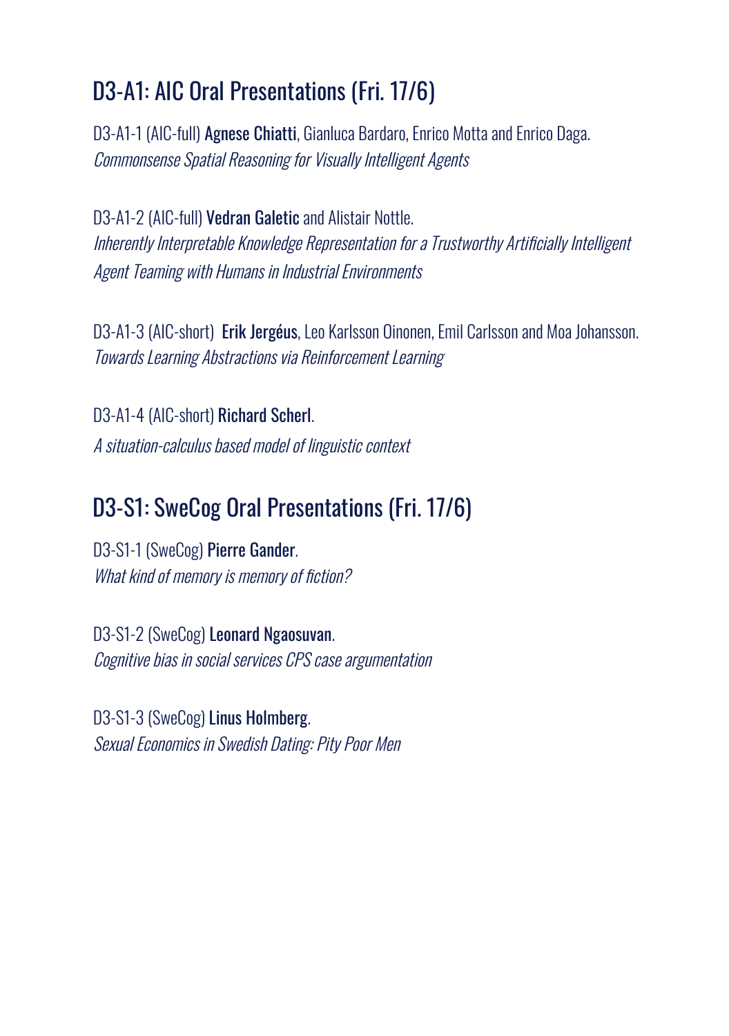## D3-A1: AIC Oral Presentations (Fri. 17/6)

D3-A1-1 (AIC-full) **Agnese Chiatti**, Gianluca Bardaro, Enrico Motta and Enrico Daga.
*Commonsense Spatial Reasoning for Visually Intelligent Agents*

D3-A1-2 (AIC-full) **Vedran Galetic** and Alistair Nottle.
*Inherently Interpretable Knowledge Representation for a Trustworthy Artificially Intelligent Agent Teaming with Humans in Industrial Environments*

D3-A1-3 (AIC-short) **Erik Jergéus**, Leo Karlsson Oinonen, Emil Carlsson and Moa Johansson.
*Towards Learning Abstractions via Reinforcement Learning*

D3-A1-4 (AIC-short) **Richard Scherl**.
*A situation-calculus based model of linguistic context*

## D3-S1: SweCog Oral Presentations (Fri. 17/6)

D3-S1-1 (SweCog) **Pierre Gander**.
*What kind of memory is memory of fiction?*

D3-S1-2 (SweCog) **Leonard Ngaosuvan**.
*Cognitive bias in social services CPS case argumentation*

D3-S1-3 (SweCog) **Linus Holmberg**.
*Sexual Economics in Swedish Dating: Pity Poor Men*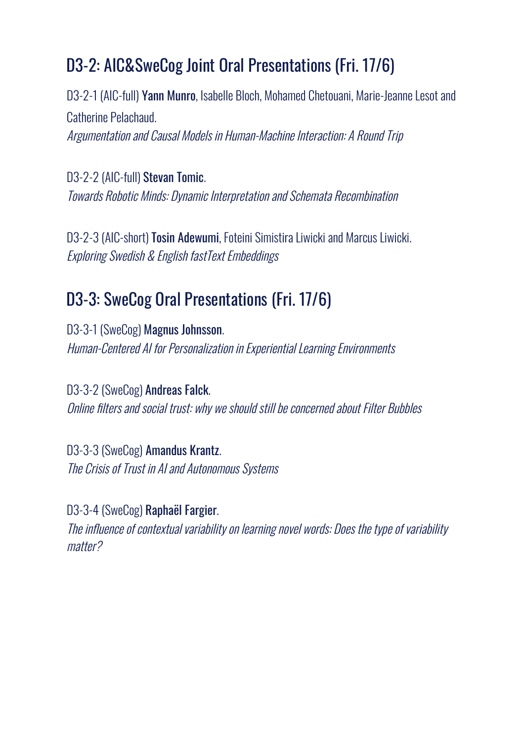## D3-2: AIC&SweCog Joint Oral Presentations (Fri. 17/6)

D3-2-1 (AIC-full) **Yann Munro**, Isabelle Bloch, Mohamed Chetouani, Marie-Jeanne Lesot and Catherine Pelachaud.
*Argumentation and Causal Models in Human-Machine Interaction: A Round Trip*

D3-2-2 (AIC-full) **Stevan Tomic**.
*Towards Robotic Minds: Dynamic Interpretation and Schemata Recombination*

D3-2-3 (AIC-short) **Tosin Adewumi**, Foteini Simistira Liwicki and Marcus Liwicki.
*Exploring Swedish & English fastText Embeddings*

## D3-3: SweCog Oral Presentations (Fri. 17/6)

D3-3-1 (SweCog) **Magnus Johnsson**.
*Human-Centered AI for Personalization in Experiential Learning Environments*

D3-3-2 (SweCog) **Andreas Falck**.
*Online filters and social trust: why we should still be concerned about Filter Bubbles*

D3-3-3 (SweCog) **Amandus Krantz**.
*The Crisis of Trust in AI and Autonomous Systems*

D3-3-4 (SweCog) **Raphaël Fargier**.
*The influence of contextual variability on learning novel words: Does the type of variability matter?*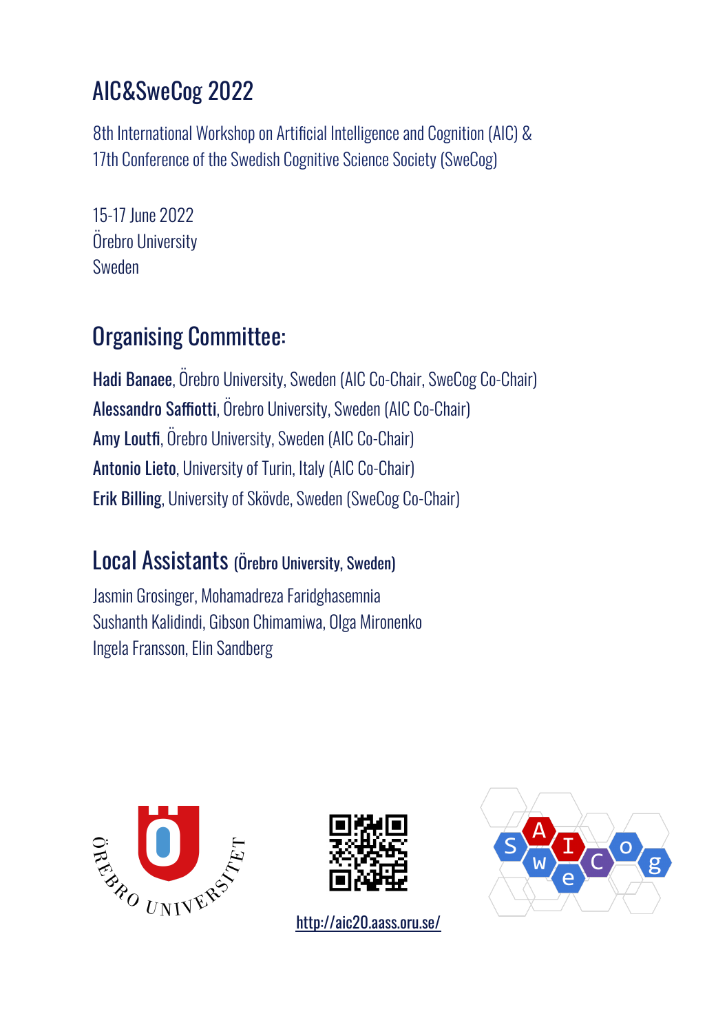# AIC&SweCog 2022

8th International Workshop on Artificial Intelligence and Cognition (AIC) &
17th Conference of the Swedish Cognitive Science Society (SweCog)

15-17 June 2022
Örebro University
Sweden

## Organising Committee:

**Hadi Banaee**, Örebro University, Sweden (AIC Co-Chair, SweCog Co-Chair)
**Alessandro Saffiotti**, Örebro University, Sweden (AIC Co-Chair)
**Amy Loutfi**, Örebro University, Sweden (AIC Co-Chair)
**Antonio Lieto**, University of Turin, Italy (AIC Co-Chair)
**Erik Billing**, University of Skövde, Sweden (SweCog Co-Chair)

## Local Assistants (Örebro University, Sweden)

Jasmin Grosinger, Mohamadreza Faridghasemnia
Sushanth Kalidindi, Gibson Chimamiwa, Olga Mironenko
Ingela Fransson, Elin Sandberg

http://aic20.aass.oru.se/